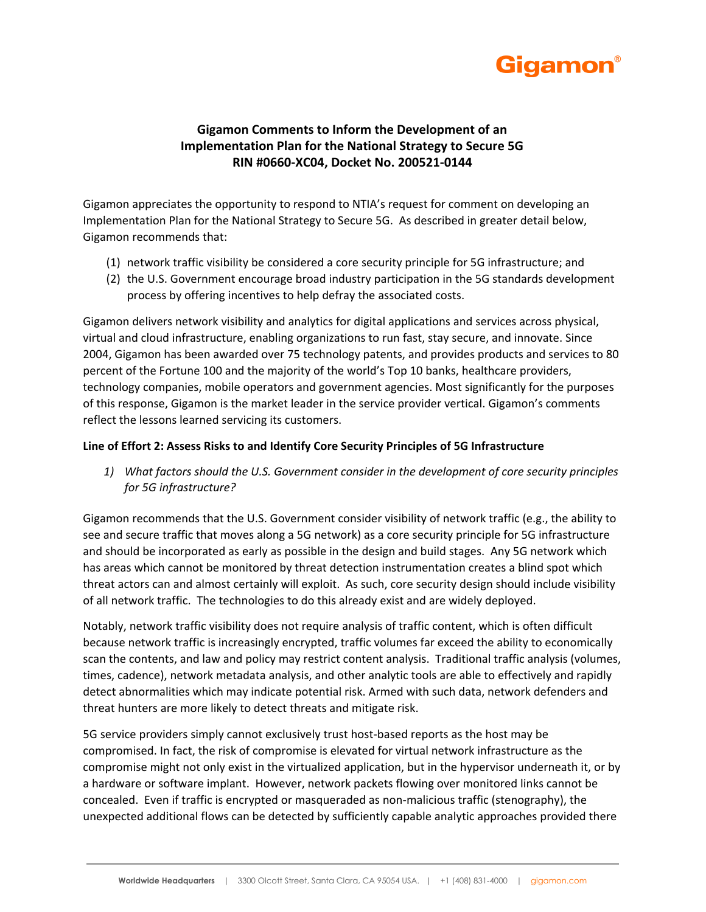# Gigamon Comments to Inform the Development of an Implementation Plan for the National Strategy to Secure 5G RIN #0660-XC04, Docket No. 200521-0144

Gigamon appreciates the opportunity to respond to NTIA's request for comment on developing an Implementation Plan for the National Strategy to Secure 5G. As described in greater detail below, Gigamon recommends that:

(1) network traffic visibility be considered a core security principle for 5G infrastructure; and
(2) the U.S. Government encourage broad industry participation in the 5G standards development process by offering incentives to help defray the associated costs.

Gigamon delivers network visibility and analytics for digital applications and services across physical, virtual and cloud infrastructure, enabling organizations to run fast, stay secure, and innovate. Since 2004, Gigamon has been awarded over 75 technology patents, and provides products and services to 80 percent of the Fortune 100 and the majority of the world's Top 10 banks, healthcare providers, technology companies, mobile operators and government agencies. Most significantly for the purposes of this response, Gigamon is the market leader in the service provider vertical. Gigamon's comments reflect the lessons learned servicing its customers.

**Line of Effort 2: Assess Risks to and Identify Core Security Principles of 5G Infrastructure**

1) *What factors should the U.S. Government consider in the development of core security principles for 5G infrastructure?*

Gigamon recommends that the U.S. Government consider visibility of network traffic (e.g., the ability to see and secure traffic that moves along a 5G network) as a core security principle for 5G infrastructure and should be incorporated as early as possible in the design and build stages. Any 5G network which has areas which cannot be monitored by threat detection instrumentation creates a blind spot which threat actors can and almost certainly will exploit. As such, core security design should include visibility of all network traffic. The technologies to do this already exist and are widely deployed.

Notably, network traffic visibility does not require analysis of traffic content, which is often difficult because network traffic is increasingly encrypted, traffic volumes far exceed the ability to economically scan the contents, and law and policy may restrict content analysis. Traditional traffic analysis (volumes, times, cadence), network metadata analysis, and other analytic tools are able to effectively and rapidly detect abnormalities which may indicate potential risk. Armed with such data, network defenders and threat hunters are more likely to detect threats and mitigate risk.

5G service providers simply cannot exclusively trust host-based reports as the host may be compromised. In fact, the risk of compromise is elevated for virtual network infrastructure as the compromise might not only exist in the virtualized application, but in the hypervisor underneath it, or by a hardware or software implant. However, network packets flowing over monitored links cannot be concealed. Even if traffic is encrypted or masqueraded as non-malicious traffic (stenography), the unexpected additional flows can be detected by sufficiently capable analytic approaches provided there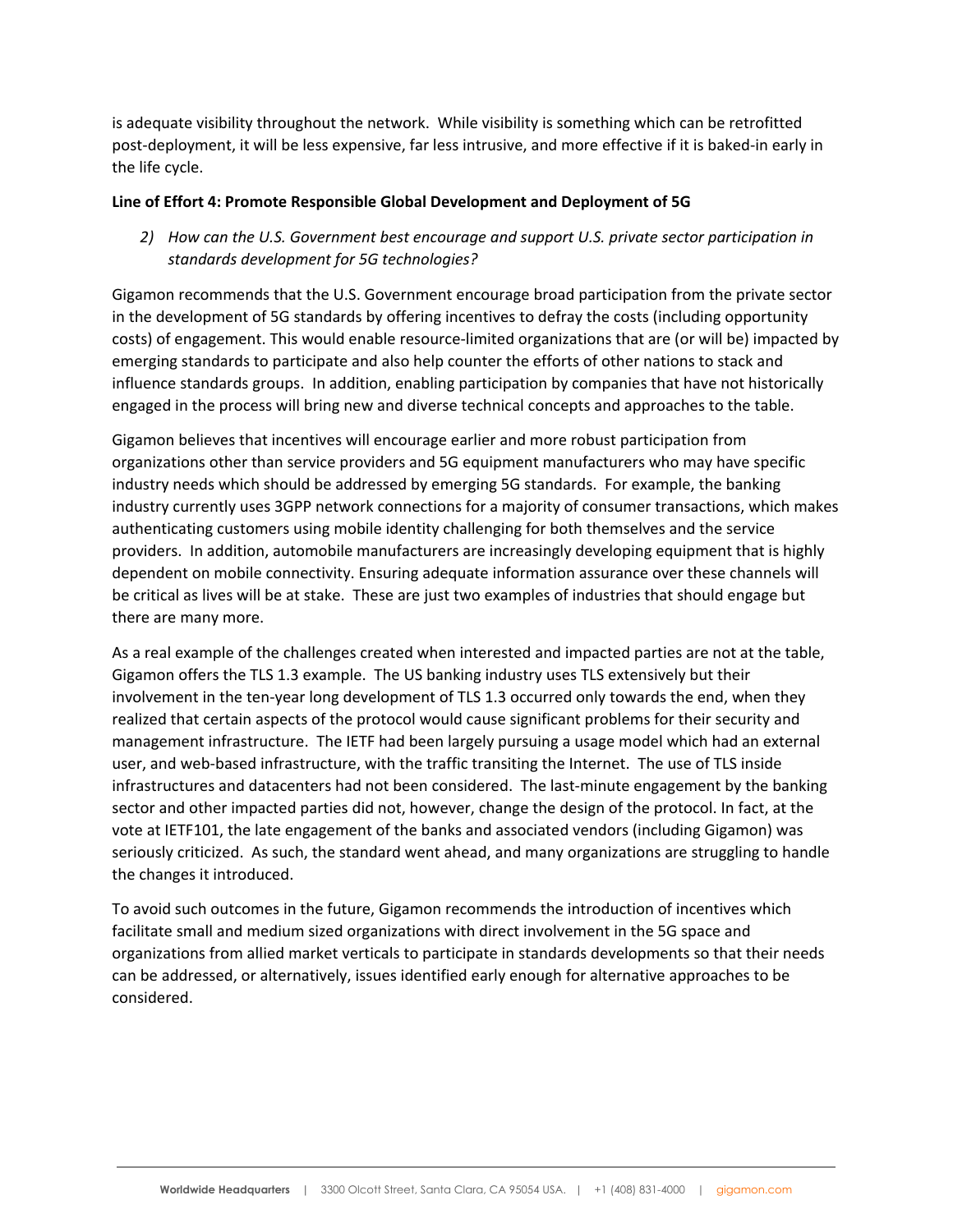is adequate visibility throughout the network. While visibility is something which can be retrofitted post-deployment, it will be less expensive, far less intrusive, and more effective if it is baked-in early in the life cycle.

**Line of Effort 4: Promote Responsible Global Development and Deployment of 5G**

2) *How can the U.S. Government best encourage and support U.S. private sector participation in standards development for 5G technologies?*

Gigamon recommends that the U.S. Government encourage broad participation from the private sector in the development of 5G standards by offering incentives to defray the costs (including opportunity costs) of engagement. This would enable resource-limited organizations that are (or will be) impacted by emerging standards to participate and also help counter the efforts of other nations to stack and influence standards groups. In addition, enabling participation by companies that have not historically engaged in the process will bring new and diverse technical concepts and approaches to the table.

Gigamon believes that incentives will encourage earlier and more robust participation from organizations other than service providers and 5G equipment manufacturers who may have specific industry needs which should be addressed by emerging 5G standards. For example, the banking industry currently uses 3GPP network connections for a majority of consumer transactions, which makes authenticating customers using mobile identity challenging for both themselves and the service providers. In addition, automobile manufacturers are increasingly developing equipment that is highly dependent on mobile connectivity. Ensuring adequate information assurance over these channels will be critical as lives will be at stake. These are just two examples of industries that should engage but there are many more.

As a real example of the challenges created when interested and impacted parties are not at the table, Gigamon offers the TLS 1.3 example. The US banking industry uses TLS extensively but their involvement in the ten-year long development of TLS 1.3 occurred only towards the end, when they realized that certain aspects of the protocol would cause significant problems for their security and management infrastructure. The IETF had been largely pursuing a usage model which had an external user, and web-based infrastructure, with the traffic transiting the Internet. The use of TLS inside infrastructures and datacenters had not been considered. The last-minute engagement by the banking sector and other impacted parties did not, however, change the design of the protocol. In fact, at the vote at IETF101, the late engagement of the banks and associated vendors (including Gigamon) was seriously criticized. As such, the standard went ahead, and many organizations are struggling to handle the changes it introduced.

To avoid such outcomes in the future, Gigamon recommends the introduction of incentives which facilitate small and medium sized organizations with direct involvement in the 5G space and organizations from allied market verticals to participate in standards developments so that their needs can be addressed, or alternatively, issues identified early enough for alternative approaches to be considered.